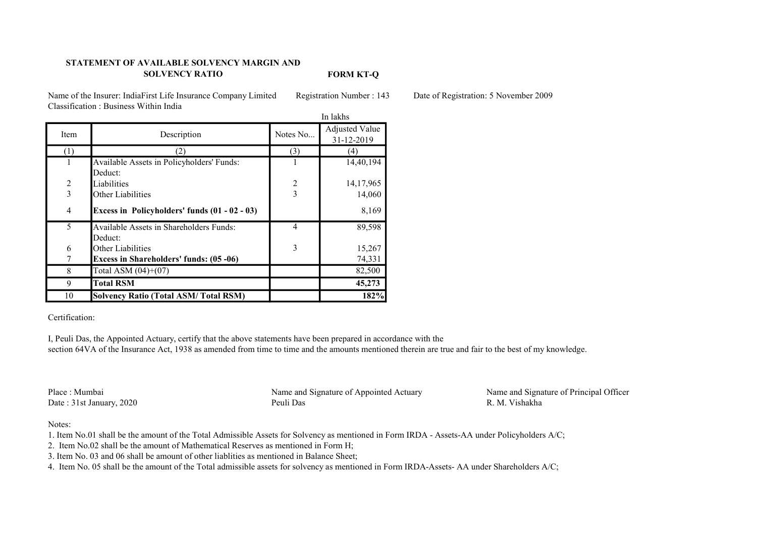**STATEMENT OF AVAILABLE SOLVENCY MARGIN AND SOLVENCY RATIO** **FORM KT-Q**

Name of the Insurer: IndiaFirst Life Insurance Company Limited Registration Number : 143 Date of Registration: 5 November 2009

Classification : Business Within India

In lakhs

| Item | Description | Notes No... | Adjusted Value 31-12-2019 |
|---|---|---|---|
| (1) | (2) | (3) | (4) |
| 1 | Available Assets in Policyholders' Funds: | 1 | 14,40,194 |
| | Deduct: | | |
| 2 | Liabilities | 2 | 14,17,965 |
| 3 | Other Liabilities | 3 | 14,060 |
| 4 | **Excess in Policyholders' funds (01 - 02 - 03)** | | 8,169 |
| 5 | Available Assets in Shareholders Funds: | 4 | 89,598 |
| | Deduct: | | |
| 6 | Other Liabilities | 3 | 15,267 |
| 7 | **Excess in Shareholders' funds: (05 -06)** | | 74,331 |
| 8 | Total ASM (04)+(07) | | 82,500 |
| 9 | **Total RSM** | | **45,273** |
| 10 | **Solvency Ratio (Total ASM/ Total RSM)** | | **182%** |

Certification:

I, Peuli Das, the Appointed Actuary, certify that the above statements have been prepared in accordance with the section 64VA of the Insurance Act, 1938 as amended from time to time and the amounts mentioned therein are true and fair to the best of my knowledge.

Place : Mumbai
Date : 31st January, 2020

Name and Signature of Appointed Actuary
Peuli Das

Name and Signature of Principal Officer
R. M. Vishakha

Notes:

1. Item No.01 shall be the amount of the Total Admissible Assets for Solvency as mentioned in Form IRDA - Assets-AA under Policyholders A/C;
2. Item No.02 shall be the amount of Mathematical Reserves as mentioned in Form H;
3. Item No. 03 and 06 shall be amount of other liablities as mentioned in Balance Sheet;
4. Item No. 05 shall be the amount of the Total admissible assets for solvency as mentioned in Form IRDA-Assets- AA under Shareholders A/C;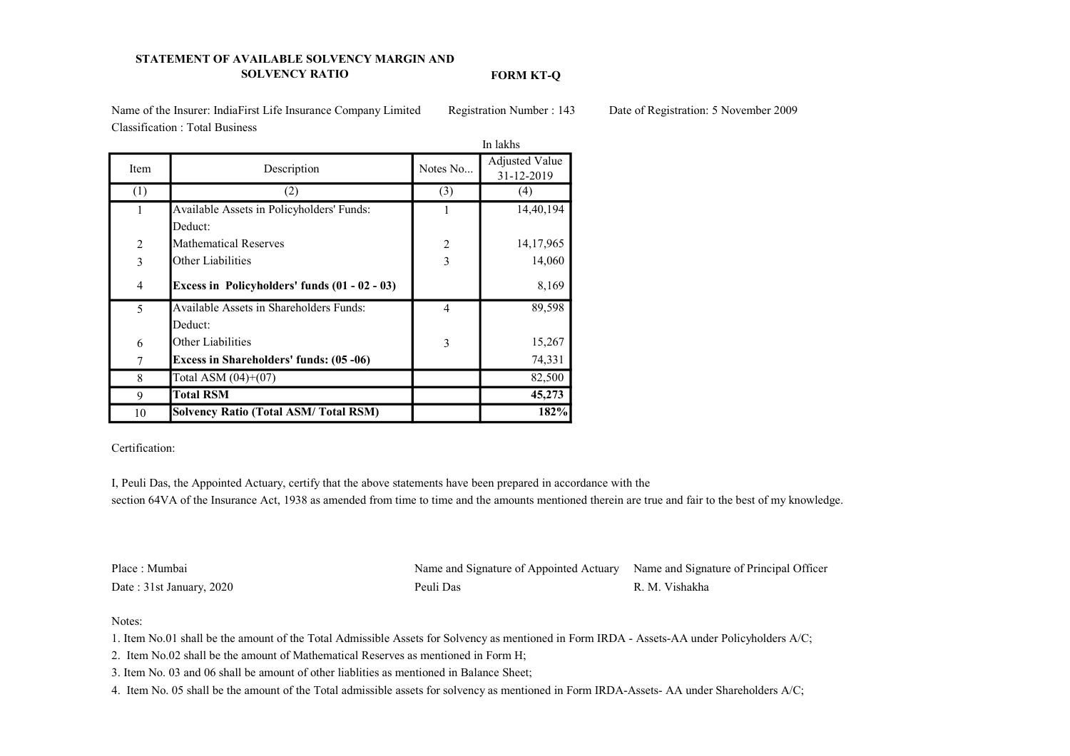## STATEMENT OF AVAILABLE SOLVENCY MARGIN AND SOLVENCY RATIO

**FORM KT-Q**

Name of the Insurer: IndiaFirst Life Insurance Company Limited Registration Number : 143 Date of Registration: 5 November 2009

Classification : Total Business

In lakhs

| Item | Description | Notes No... | Adjusted Value 31-12-2019 |
|---|---|---|---|
| (1) | (2) | (3) | (4) |
| 1 | Available Assets in Policyholders' Funds: | 1 | 14,40,194 |
| | Deduct: | | |
| 2 | Mathematical Reserves | 2 | 14,17,965 |
| 3 | Other Liabilities | 3 | 14,060 |
| 4 | **Excess in Policyholders' funds (01 - 02 - 03)** | | 8,169 |
| 5 | Available Assets in Shareholders Funds: | 4 | 89,598 |
| | Deduct: | | |
| 6 | Other Liabilities | 3 | 15,267 |
| 7 | **Excess in Shareholders' funds: (05 -06)** | | 74,331 |
| 8 | Total ASM (04)+(07) | | 82,500 |
| 9 | **Total RSM** | | **45,273** |
| 10 | **Solvency Ratio (Total ASM/ Total RSM)** | | **182%** |

Certification:

I, Peuli Das, the Appointed Actuary, certify that the above statements have been prepared in accordance with the section 64VA of the Insurance Act, 1938 as amended from time to time and the amounts mentioned therein are true and fair to the best of my knowledge.

Place : Mumbai

Date : 31st January, 2020

Name and Signature of Appointed Actuary
Peuli Das

Name and Signature of Principal Officer
R. M. Vishakha

Notes:

1. Item No.01 shall be the amount of the Total Admissible Assets for Solvency as mentioned in Form IRDA - Assets-AA under Policyholders A/C;
2. Item No.02 shall be the amount of Mathematical Reserves as mentioned in Form H;
3. Item No. 03 and 06 shall be amount of other liablities as mentioned in Balance Sheet;
4. Item No. 05 shall be the amount of the Total admissible assets for solvency as mentioned in Form IRDA-Assets- AA under Shareholders A/C;